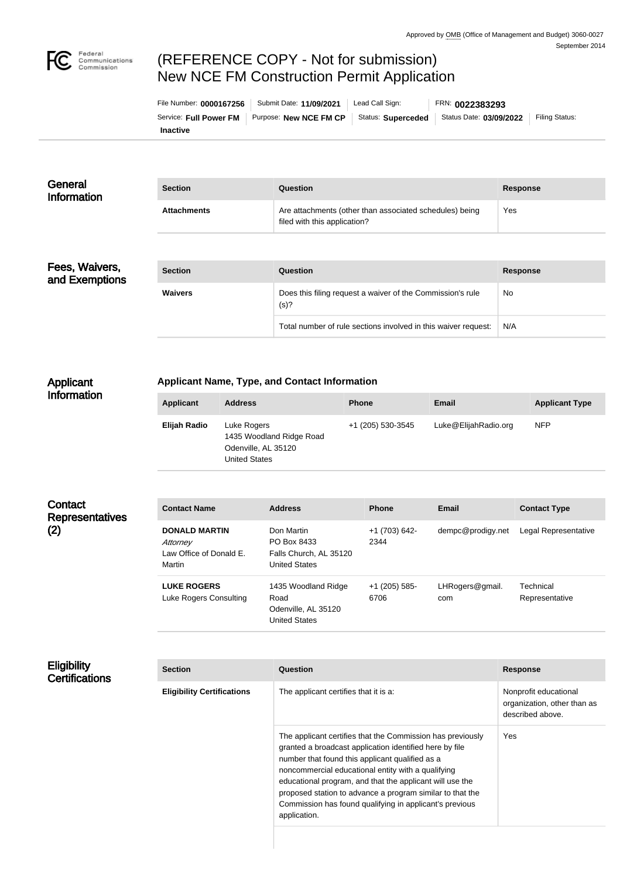Approved by OMB (Office of Management and Budget) 3060-0027
September 2014

# (REFERENCE COPY - Not for submission) New NCE FM Construction Permit Application

| File Number: **0000167256** | Submit Date: **11/09/2021** | Lead Call Sign: | FRN: **0022383293** | |
|---|---|---|---|---|
| Service: **Full Power FM** | Purpose: **New NCE FM CP** | Status: **Superceded** | Status Date: **03/09/2022** | Filing Status: **Inactive** |

## General Information

| Section | Question | Response |
|---|---|---|
| **Attachments** | Are attachments (other than associated schedules) being filed with this application? | Yes |

## Fees, Waivers, and Exemptions

| Section | Question | Response |
|---|---|---|
| **Waivers** | Does this filing request a waiver of the Commission's rule (s)? | No |
| | Total number of rule sections involved in this waiver request: | N/A |

## Applicant Information

### Applicant Name, Type, and Contact Information

| Applicant | Address | Phone | Email | Applicant Type |
|---|---|---|---|---|
| **Elijah Radio** | Luke Rogers<br>1435 Woodland Ridge Road<br>Odenville, AL 35120<br>United States | +1 (205) 530-3545 | Luke@ElijahRadio.org | NFP |

## Contact Representatives (2)

| Contact Name | Address | Phone | Email | Contact Type |
|---|---|---|---|---|
| **DONALD MARTIN**<br>*Attorney*<br>Law Office of Donald E. Martin | Don Martin<br>PO Box 8433<br>Falls Church, AL 35120<br>United States | +1 (703) 642-2344 | dempc@prodigy.net | Legal Representative |
| **LUKE ROGERS**<br>Luke Rogers Consulting | 1435 Woodland Ridge Road<br>Odenville, AL 35120<br>United States | +1 (205) 585-6706 | LHRogers@gmail.com | Technical Representative |

## Eligibility Certifications

| Section | Question | Response |
|---|---|---|
| **Eligibility Certifications** | The applicant certifies that it is a: | Nonprofit educational organization, other than as described above. |
| | The applicant certifies that the Commission has previously granted a broadcast application identified here by file number that found this applicant qualified as a noncommercial educational entity with a qualifying educational program, and that the applicant will use the proposed station to advance a program similar to that the Commission has found qualifying in applicant's previous application. | Yes |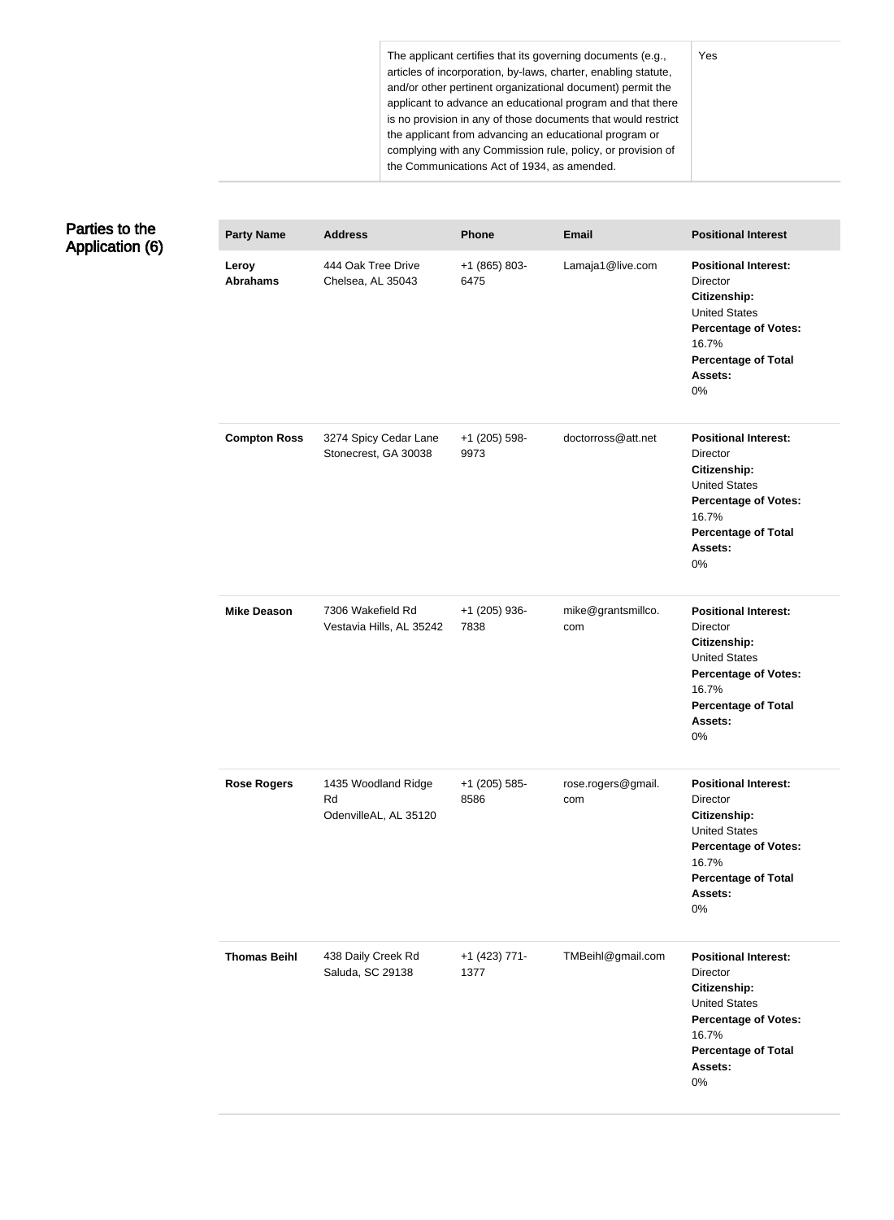| | |
|---|---|
| The applicant certifies that its governing documents (e.g., articles of incorporation, by-laws, charter, enabling statute, and/or other pertinent organizational document) permit the applicant to advance an educational program and that there is no provision in any of those documents that would restrict the applicant from advancing an educational program or complying with any Commission rule, policy, or provision of the Communications Act of 1934, as amended. | Yes |

## Parties to the Application (6)

| Party Name | Address | Phone | Email | Positional Interest |
|---|---|---|---|---|
| **Leroy Abrahams** | 444 Oak Tree Drive Chelsea, AL 35043 | +1 (865) 803-6475 | Lamaja1@live.com | **Positional Interest:** Director **Citizenship:** United States **Percentage of Votes:** 16.7% **Percentage of Total Assets:** 0% |
| **Compton Ross** | 3274 Spicy Cedar Lane Stonecrest, GA 30038 | +1 (205) 598-9973 | doctorross@att.net | **Positional Interest:** Director **Citizenship:** United States **Percentage of Votes:** 16.7% **Percentage of Total Assets:** 0% |
| **Mike Deason** | 7306 Wakefield Rd Vestavia Hills, AL 35242 | +1 (205) 936-7838 | mike@grantsmillco.com | **Positional Interest:** Director **Citizenship:** United States **Percentage of Votes:** 16.7% **Percentage of Total Assets:** 0% |
| **Rose Rogers** | 1435 Woodland Ridge Rd OdenvilleAL, AL 35120 | +1 (205) 585-8586 | rose.rogers@gmail.com | **Positional Interest:** Director **Citizenship:** United States **Percentage of Votes:** 16.7% **Percentage of Total Assets:** 0% |
| **Thomas Beihl** | 438 Daily Creek Rd Saluda, SC 29138 | +1 (423) 771-1377 | TMBeihl@gmail.com | **Positional Interest:** Director **Citizenship:** United States **Percentage of Votes:** 16.7% **Percentage of Total Assets:** 0% |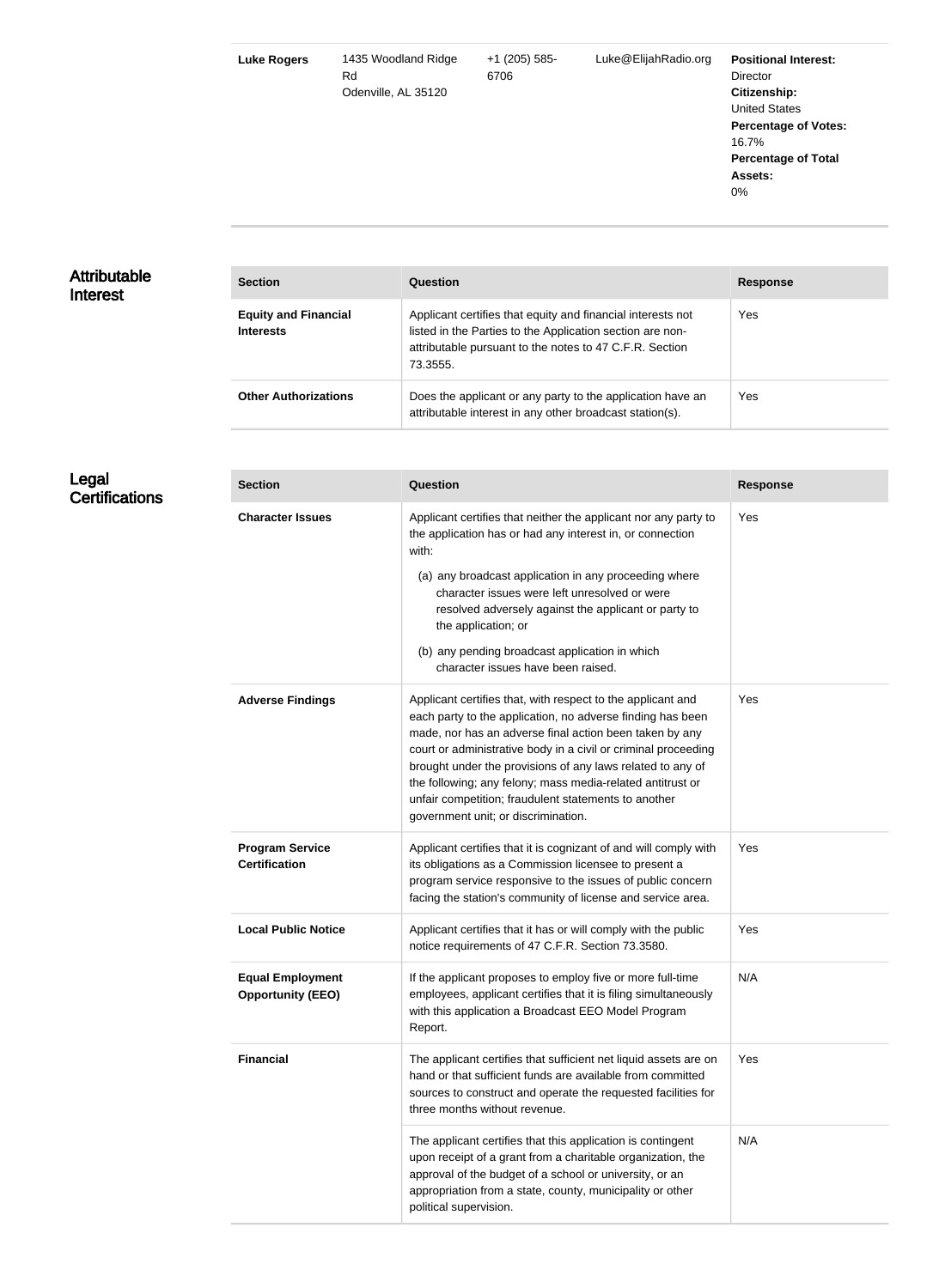| | | | | |
|---|---|---|---|---|
| **Luke Rogers** | 1435 Woodland Ridge Rd<br>Odenville, AL 35120 | +1 (205) 585-6706 | Luke@ElijahRadio.org | **Positional Interest:** Director<br>**Citizenship:** United States<br>**Percentage of Votes:** 16.7%<br>**Percentage of Total Assets:** 0% |

## Attributable Interest

| Section | Question | Response |
|---|---|---|
| **Equity and Financial Interests** | Applicant certifies that equity and financial interests not listed in the Parties to the Application section are non-attributable pursuant to the notes to 47 C.F.R. Section 73.3555. | Yes |
| **Other Authorizations** | Does the applicant or any party to the application have an attributable interest in any other broadcast station(s). | Yes |

## Legal Certifications

| Section | Question | Response |
|---|---|---|
| **Character Issues** | Applicant certifies that neither the applicant nor any party to the application has or had any interest in, or connection with:<br>(a) any broadcast application in any proceeding where character issues were left unresolved or were resolved adversely against the applicant or party to the application; or<br>(b) any pending broadcast application in which character issues have been raised. | Yes |
| **Adverse Findings** | Applicant certifies that, with respect to the applicant and each party to the application, no adverse finding has been made, nor has an adverse final action been taken by any court or administrative body in a civil or criminal proceeding brought under the provisions of any laws related to any of the following; any felony; mass media-related antitrust or unfair competition; fraudulent statements to another government unit; or discrimination. | Yes |
| **Program Service Certification** | Applicant certifies that it is cognizant of and will comply with its obligations as a Commission licensee to present a program service responsive to the issues of public concern facing the station's community of license and service area. | Yes |
| **Local Public Notice** | Applicant certifies that it has or will comply with the public notice requirements of 47 C.F.R. Section 73.3580. | Yes |
| **Equal Employment Opportunity (EEO)** | If the applicant proposes to employ five or more full-time employees, applicant certifies that it is filing simultaneously with this application a Broadcast EEO Model Program Report. | N/A |
| **Financial** | The applicant certifies that sufficient net liquid assets are on hand or that sufficient funds are available from committed sources to construct and operate the requested facilities for three months without revenue. | Yes |
| | The applicant certifies that this application is contingent upon receipt of a grant from a charitable organization, the approval of the budget of a school or university, or an appropriation from a state, county, municipality or other political supervision. | N/A |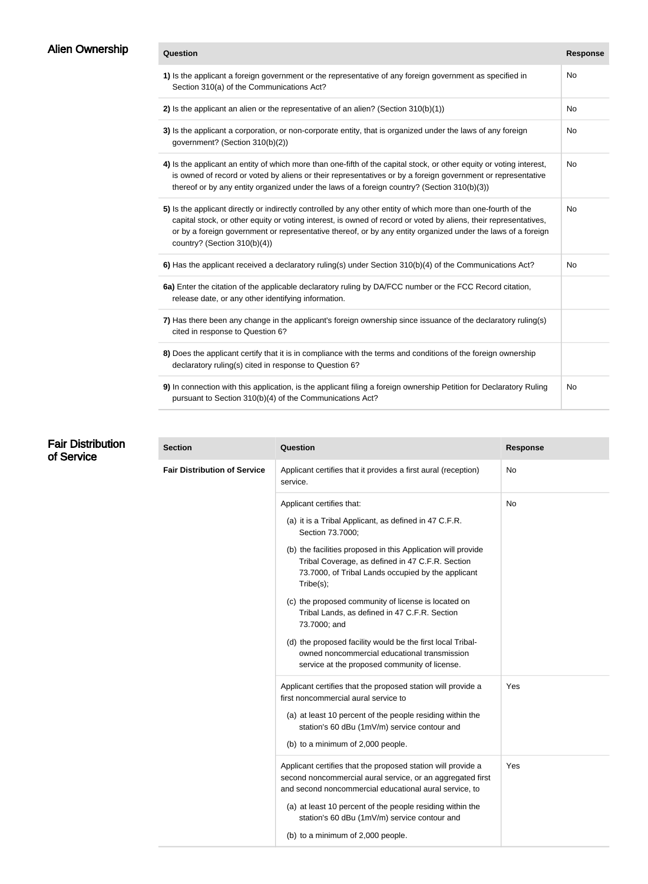## Alien Ownership

| Question | Response |
|---|---|
| **1)** Is the applicant a foreign government or the representative of any foreign government as specified in Section 310(a) of the Communications Act? | No |
| **2)** Is the applicant an alien or the representative of an alien? (Section 310(b)(1)) | No |
| **3)** Is the applicant a corporation, or non-corporate entity, that is organized under the laws of any foreign government? (Section 310(b)(2)) | No |
| **4)** Is the applicant an entity of which more than one-fifth of the capital stock, or other equity or voting interest, is owned of record or voted by aliens or their representatives or by a foreign government or representative thereof or by any entity organized under the laws of a foreign country? (Section 310(b)(3)) | No |
| **5)** Is the applicant directly or indirectly controlled by any other entity of which more than one-fourth of the capital stock, or other equity or voting interest, is owned of record or voted by aliens, their representatives, or by a foreign government or representative thereof, or by any entity organized under the laws of a foreign country? (Section 310(b)(4)) | No |
| **6)** Has the applicant received a declaratory ruling(s) under Section 310(b)(4) of the Communications Act? | No |
| **6a)** Enter the citation of the applicable declaratory ruling by DA/FCC number or the FCC Record citation, release date, or any other identifying information. | |
| **7)** Has there been any change in the applicant's foreign ownership since issuance of the declaratory ruling(s) cited in response to Question 6? | |
| **8)** Does the applicant certify that it is in compliance with the terms and conditions of the foreign ownership declaratory ruling(s) cited in response to Question 6? | |
| **9)** In connection with this application, is the applicant filing a foreign ownership Petition for Declaratory Ruling pursuant to Section 310(b)(4) of the Communications Act? | No |

## Fair Distribution of Service

| Section | Question | Response |
|---|---|---|
| **Fair Distribution of Service** | Applicant certifies that it provides a first aural (reception) service. | No |
| | Applicant certifies that: (a) it is a Tribal Applicant, as defined in 47 C.F.R. Section 73.7000; (b) the facilities proposed in this Application will provide Tribal Coverage, as defined in 47 C.F.R. Section 73.7000, of Tribal Lands occupied by the applicant Tribe(s); (c) the proposed community of license is located on Tribal Lands, as defined in 47 C.F.R. Section 73.7000; and (d) the proposed facility would be the first local Tribal-owned noncommercial educational transmission service at the proposed community of license. | No |
| | Applicant certifies that the proposed station will provide a first noncommercial aural service to (a) at least 10 percent of the people residing within the station's 60 dBu (1mV/m) service contour and (b) to a minimum of 2,000 people. | Yes |
| | Applicant certifies that the proposed station will provide a second noncommercial aural service, or an aggregated first and second noncommercial educational aural service, to (a) at least 10 percent of the people residing within the station's 60 dBu (1mV/m) service contour and (b) to a minimum of 2,000 people. | Yes |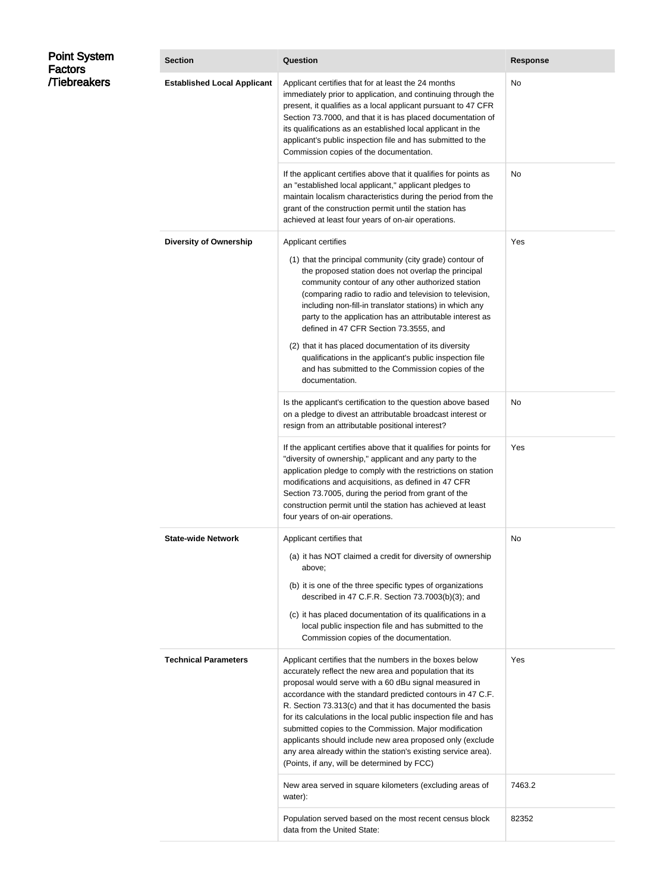## Point System Factors /Tiebreakers

| Section | Question | Response |
| --- | --- | --- |
| **Established Local Applicant** | Applicant certifies that for at least the 24 months immediately prior to application, and continuing through the present, it qualifies as a local applicant pursuant to 47 CFR Section 73.7000, and that it is has placed documentation of its qualifications as an established local applicant in the applicant's public inspection file and has submitted to the Commission copies of the documentation. | No |
| | If the applicant certifies above that it qualifies for points as an "established local applicant," applicant pledges to maintain localism characteristics during the period from the grant of the construction permit until the station has achieved at least four years of on-air operations. | No |
| **Diversity of Ownership** | Applicant certifies<br>(1) that the principal community (city grade) contour of the proposed station does not overlap the principal community contour of any other authorized station (comparing radio to radio and television to television, including non-fill-in translator stations) in which any party to the application has an attributable interest as defined in 47 CFR Section 73.3555, and<br>(2) that it has placed documentation of its diversity qualifications in the applicant's public inspection file and has submitted to the Commission copies of the documentation. | Yes |
| | Is the applicant's certification to the question above based on a pledge to divest an attributable broadcast interest or resign from an attributable positional interest? | No |
| | If the applicant certifies above that it qualifies for points for "diversity of ownership," applicant and any party to the application pledge to comply with the restrictions on station modifications and acquisitions, as defined in 47 CFR Section 73.7005, during the period from grant of the construction permit until the station has achieved at least four years of on-air operations. | Yes |
| **State-wide Network** | Applicant certifies that<br>(a) it has NOT claimed a credit for diversity of ownership above;<br>(b) it is one of the three specific types of organizations described in 47 C.F.R. Section 73.7003(b)(3); and<br>(c) it has placed documentation of its qualifications in a local public inspection file and has submitted to the Commission copies of the documentation. | No |
| **Technical Parameters** | Applicant certifies that the numbers in the boxes below accurately reflect the new area and population that its proposal would serve with a 60 dBu signal measured in accordance with the standard predicted contours in 47 C.F.R. Section 73.313(c) and that it has documented the basis for its calculations in the local public inspection file and has submitted copies to the Commission. Major modification applicants should include new area proposed only (exclude any area already within the station's existing service area). (Points, if any, will be determined by FCC) | Yes |
| | New area served in square kilometers (excluding areas of water): | 7463.2 |
| | Population served based on the most recent census block data from the United State: | 82352 |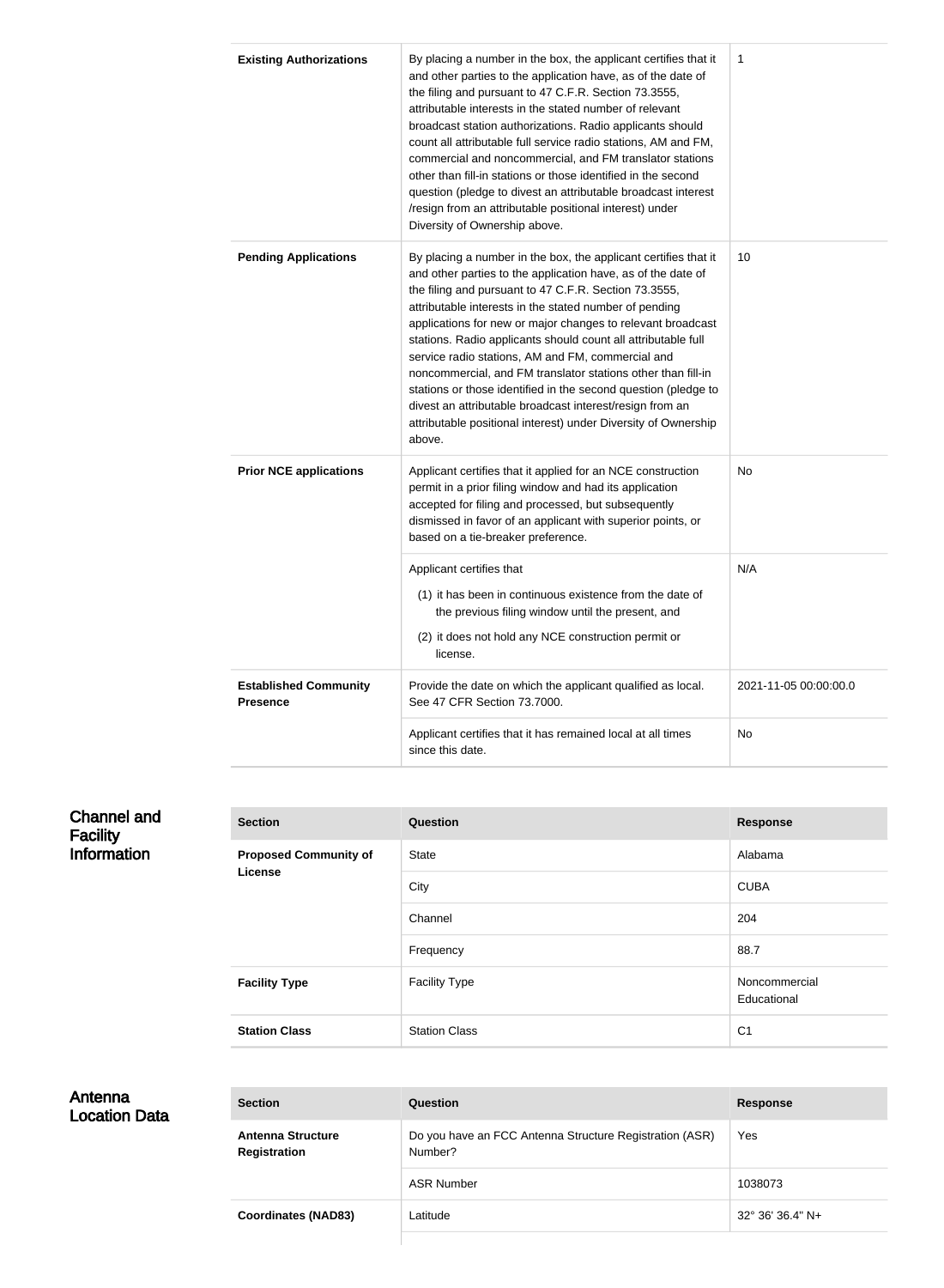| | | |
|---|---|---|
| **Existing Authorizations** | By placing a number in the box, the applicant certifies that it and other parties to the application have, as of the date of the filing and pursuant to 47 C.F.R. Section 73.3555, attributable interests in the stated number of relevant broadcast station authorizations. Radio applicants should count all attributable full service radio stations, AM and FM, commercial and noncommercial, and FM translator stations other than fill-in stations or those identified in the second question (pledge to divest an attributable broadcast interest /resign from an attributable positional interest) under Diversity of Ownership above. | 1 |
| **Pending Applications** | By placing a number in the box, the applicant certifies that it and other parties to the application have, as of the date of the filing and pursuant to 47 C.F.R. Section 73.3555, attributable interests in the stated number of pending applications for new or major changes to relevant broadcast stations. Radio applicants should count all attributable full service radio stations, AM and FM, commercial and noncommercial, and FM translator stations other than fill-in stations or those identified in the second question (pledge to divest an attributable broadcast interest/resign from an attributable positional interest) under Diversity of Ownership above. | 10 |
| **Prior NCE applications** | Applicant certifies that it applied for an NCE construction permit in a prior filing window and had its application accepted for filing and processed, but subsequently dismissed in favor of an applicant with superior points, or based on a tie-breaker preference. | No |
| | Applicant certifies that (1) it has been in continuous existence from the date of the previous filing window until the present, and (2) it does not hold any NCE construction permit or license. | N/A |
| **Established Community Presence** | Provide the date on which the applicant qualified as local. See 47 CFR Section 73.7000. | 2021-11-05 00:00:00.0 |
| | Applicant certifies that it has remained local at all times since this date. | No |

## Channel and Facility Information

| Section | Question | Response |
|---|---|---|
| **Proposed Community of License** | State | Alabama |
| | City | CUBA |
| | Channel | 204 |
| | Frequency | 88.7 |
| **Facility Type** | Facility Type | Noncommercial Educational |
| **Station Class** | Station Class | C1 |

## Antenna Location Data

| Section | Question | Response |
|---|---|---|
| **Antenna Structure Registration** | Do you have an FCC Antenna Structure Registration (ASR) Number? | Yes |
| | ASR Number | 1038073 |
| **Coordinates (NAD83)** | Latitude | 32° 36' 36.4" N+ |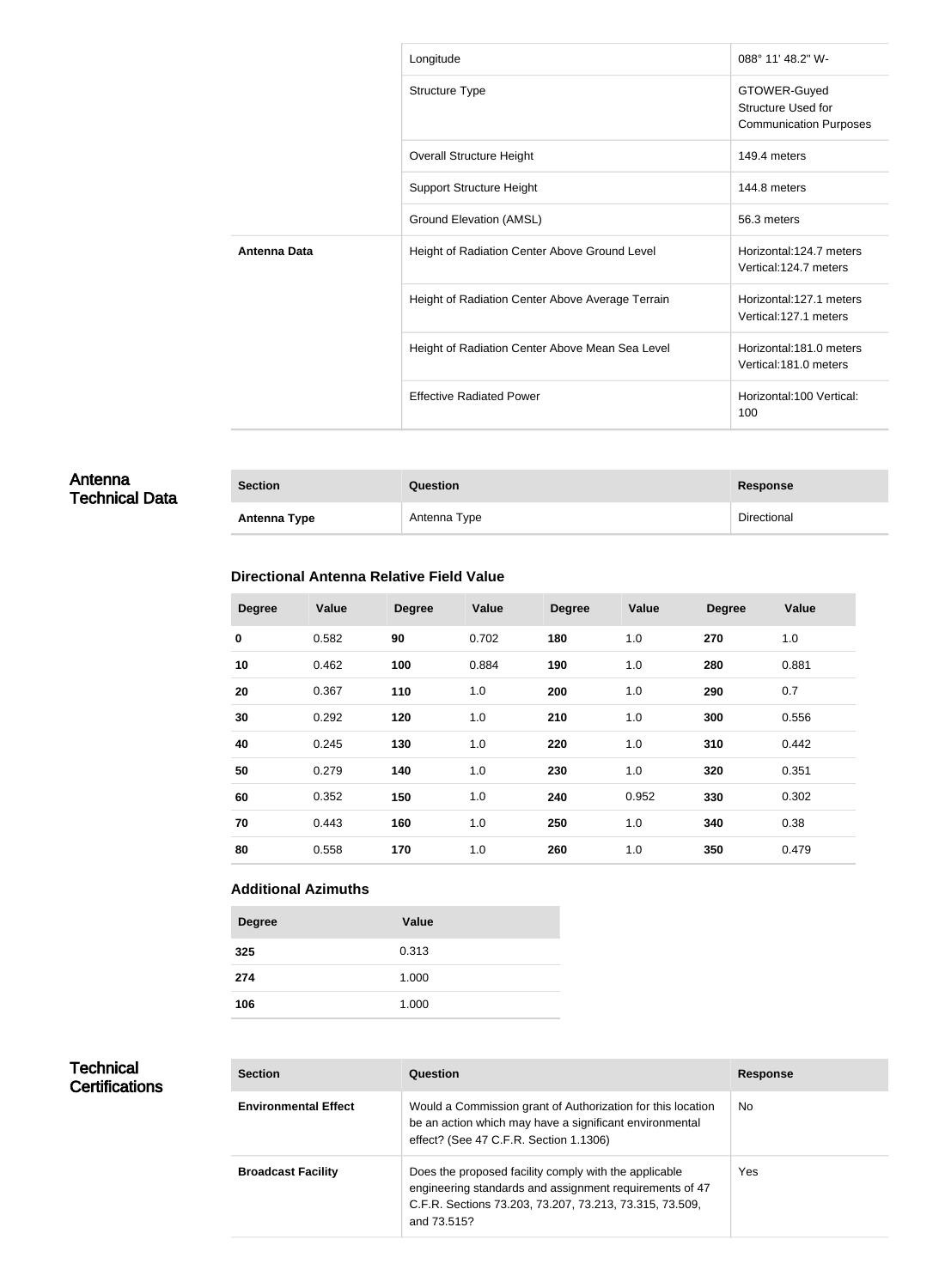| | | |
|---|---|---|
| | Longitude | 088° 11' 48.2" W- |
| | Structure Type | GTOWER-Guyed Structure Used for Communication Purposes |
| | Overall Structure Height | 149.4 meters |
| | Support Structure Height | 144.8 meters |
| | Ground Elevation (AMSL) | 56.3 meters |
| **Antenna Data** | Height of Radiation Center Above Ground Level | Horizontal:124.7 meters Vertical:124.7 meters |
| | Height of Radiation Center Above Average Terrain | Horizontal:127.1 meters Vertical:127.1 meters |
| | Height of Radiation Center Above Mean Sea Level | Horizontal:181.0 meters Vertical:181.0 meters |
| | Effective Radiated Power | Horizontal:100 Vertical: 100 |

## Antenna Technical Data

| Section | Question | Response |
|---|---|---|
| **Antenna Type** | Antenna Type | Directional |

### Directional Antenna Relative Field Value

| Degree | Value | Degree | Value | Degree | Value | Degree | Value |
|---|---|---|---|---|---|---|---|
| **0** | 0.582 | **90** | 0.702 | **180** | 1.0 | **270** | 1.0 |
| **10** | 0.462 | **100** | 0.884 | **190** | 1.0 | **280** | 0.881 |
| **20** | 0.367 | **110** | 1.0 | **200** | 1.0 | **290** | 0.7 |
| **30** | 0.292 | **120** | 1.0 | **210** | 1.0 | **300** | 0.556 |
| **40** | 0.245 | **130** | 1.0 | **220** | 1.0 | **310** | 0.442 |
| **50** | 0.279 | **140** | 1.0 | **230** | 1.0 | **320** | 0.351 |
| **60** | 0.352 | **150** | 1.0 | **240** | 0.952 | **330** | 0.302 |
| **70** | 0.443 | **160** | 1.0 | **250** | 1.0 | **340** | 0.38 |
| **80** | 0.558 | **170** | 1.0 | **260** | 1.0 | **350** | 0.479 |

### Additional Azimuths

| Degree | Value |
|---|---|
| **325** | 0.313 |
| **274** | 1.000 |
| **106** | 1.000 |

## Technical Certifications

| Section | Question | Response |
|---|---|---|
| **Environmental Effect** | Would a Commission grant of Authorization for this location be an action which may have a significant environmental effect? (See 47 C.F.R. Section 1.1306) | No |
| **Broadcast Facility** | Does the proposed facility comply with the applicable engineering standards and assignment requirements of 47 C.F.R. Sections 73.203, 73.207, 73.213, 73.315, 73.509, and 73.515? | Yes |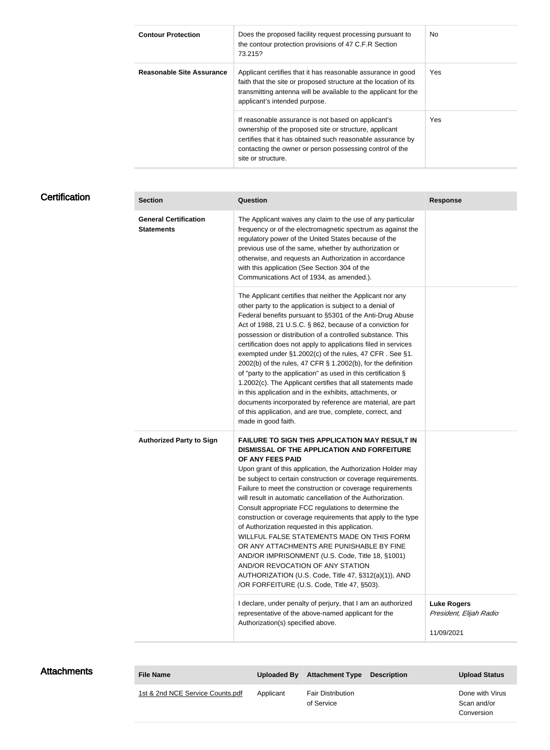| | | |
|---|---|---|
| **Contour Protection** | Does the proposed facility request processing pursuant to the contour protection provisions of 47 C.F.R Section 73.215? | No |
| **Reasonable Site Assurance** | Applicant certifies that it has reasonable assurance in good faith that the site or proposed structure at the location of its transmitting antenna will be available to the applicant for the applicant's intended purpose. | Yes |
| | If reasonable assurance is not based on applicant's ownership of the proposed site or structure, applicant certifies that it has obtained such reasonable assurance by contacting the owner or person possessing control of the site or structure. | Yes |

## Certification

| Section | Question | Response |
|---|---|---|
| **General Certification Statements** | The Applicant waives any claim to the use of any particular frequency or of the electromagnetic spectrum as against the regulatory power of the United States because of the previous use of the same, whether by authorization or otherwise, and requests an Authorization in accordance with this application (See Section 304 of the Communications Act of 1934, as amended.). | |
| | The Applicant certifies that neither the Applicant nor any other party to the application is subject to a denial of Federal benefits pursuant to §5301 of the Anti-Drug Abuse Act of 1988, 21 U.S.C. § 862, because of a conviction for possession or distribution of a controlled substance. This certification does not apply to applications filed in services exempted under §1.2002(c) of the rules, 47 CFR . See §1. 2002(b) of the rules, 47 CFR § 1.2002(b), for the definition of "party to the application" as used in this certification § 1.2002(c). The Applicant certifies that all statements made in this application and in the exhibits, attachments, or documents incorporated by reference are material, are part of this application, and are true, complete, correct, and made in good faith. | |
| **Authorized Party to Sign** | **FAILURE TO SIGN THIS APPLICATION MAY RESULT IN DISMISSAL OF THE APPLICATION AND FORFEITURE OF ANY FEES PAID** Upon grant of this application, the Authorization Holder may be subject to certain construction or coverage requirements. Failure to meet the construction or coverage requirements will result in automatic cancellation of the Authorization. Consult appropriate FCC regulations to determine the construction or coverage requirements that apply to the type of Authorization requested in this application. WILLFUL FALSE STATEMENTS MADE ON THIS FORM OR ANY ATTACHMENTS ARE PUNISHABLE BY FINE AND/OR IMPRISONMENT (U.S. Code, Title 18, §1001) AND/OR REVOCATION OF ANY STATION AUTHORIZATION (U.S. Code, Title 47, §312(a)(1)), AND /OR FORFEITURE (U.S. Code, Title 47, §503). | |
| | I declare, under penalty of perjury, that I am an authorized representative of the above-named applicant for the Authorization(s) specified above. | **Luke Rogers** *President, Elijah Radio* 11/09/2021 |

## Attachments

| File Name | Uploaded By | Attachment Type | Description | Upload Status |
|---|---|---|---|---|
| 1st & 2nd NCE Service Counts.pdf | Applicant | Fair Distribution of Service | | Done with Virus Scan and/or Conversion |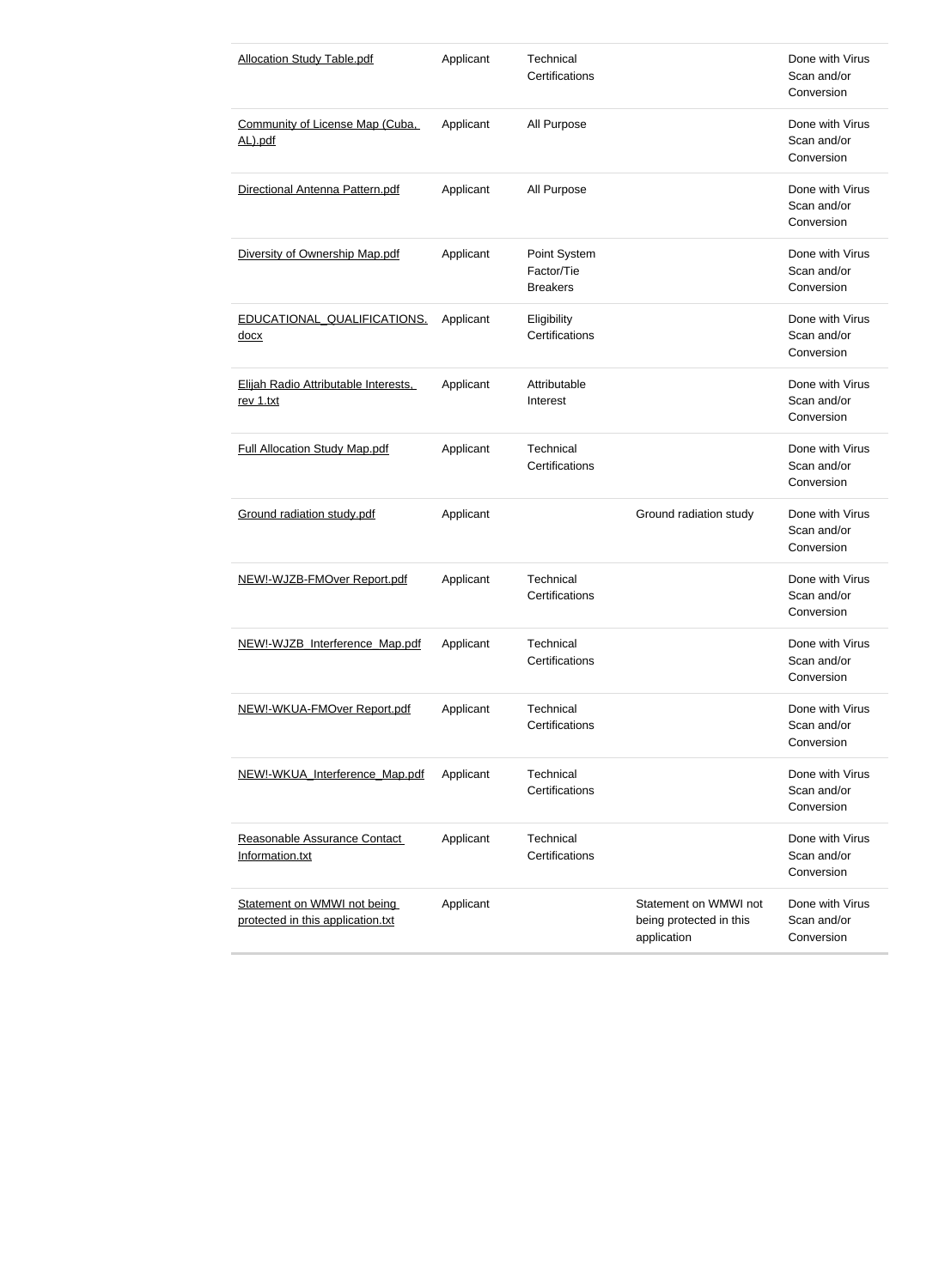| | | | | |
|---|---|---|---|---|
| Allocation Study Table.pdf | Applicant | Technical Certifications | | Done with Virus Scan and/or Conversion |
| Community of License Map (Cuba, AL).pdf | Applicant | All Purpose | | Done with Virus Scan and/or Conversion |
| Directional Antenna Pattern.pdf | Applicant | All Purpose | | Done with Virus Scan and/or Conversion |
| Diversity of Ownership Map.pdf | Applicant | Point System Factor/Tie Breakers | | Done with Virus Scan and/or Conversion |
| EDUCATIONAL_QUALIFICATIONS.docx | Applicant | Eligibility Certifications | | Done with Virus Scan and/or Conversion |
| Elijah Radio Attributable Interests, rev 1.txt | Applicant | Attributable Interest | | Done with Virus Scan and/or Conversion |
| Full Allocation Study Map.pdf | Applicant | Technical Certifications | | Done with Virus Scan and/or Conversion |
| Ground radiation study.pdf | Applicant | | Ground radiation study | Done with Virus Scan and/or Conversion |
| NEW!-WJZB-FMOver Report.pdf | Applicant | Technical Certifications | | Done with Virus Scan and/or Conversion |
| NEW!-WJZB_Interference_Map.pdf | Applicant | Technical Certifications | | Done with Virus Scan and/or Conversion |
| NEW!-WKUA-FMOver Report.pdf | Applicant | Technical Certifications | | Done with Virus Scan and/or Conversion |
| NEW!-WKUA_Interference_Map.pdf | Applicant | Technical Certifications | | Done with Virus Scan and/or Conversion |
| Reasonable Assurance Contact Information.txt | Applicant | Technical Certifications | | Done with Virus Scan and/or Conversion |
| Statement on WMWI not being protected in this application.txt | Applicant | | Statement on WMWI not being protected in this application | Done with Virus Scan and/or Conversion |